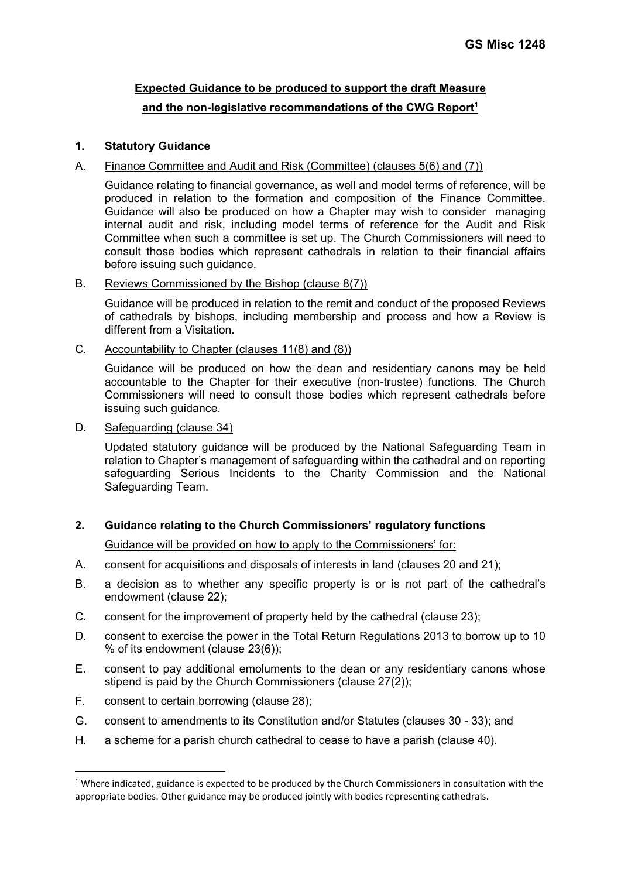GS Misc 1248

## Expected Guidance to be produced to support the draft Measure and the non-legislative recommendations of the CWG Report[1]

### 1. Statutory Guidance

A. Finance Committee and Audit and Risk (Committee) (clauses 5(6) and (7))

Guidance relating to financial governance, as well and model terms of reference, will be produced in relation to the formation and composition of the Finance Committee. Guidance will also be produced on how a Chapter may wish to consider managing internal audit and risk, including model terms of reference for the Audit and Risk Committee when such a committee is set up. The Church Commissioners will need to consult those bodies which represent cathedrals in relation to their financial affairs before issuing such guidance.

B. Reviews Commissioned by the Bishop (clause 8(7))

Guidance will be produced in relation to the remit and conduct of the proposed Reviews of cathedrals by bishops, including membership and process and how a Review is different from a Visitation.

C. Accountability to Chapter (clauses 11(8) and (8))

Guidance will be produced on how the dean and residentiary canons may be held accountable to the Chapter for their executive (non-trustee) functions. The Church Commissioners will need to consult those bodies which represent cathedrals before issuing such guidance.

D. Safeguarding (clause 34)

Updated statutory guidance will be produced by the National Safeguarding Team in relation to Chapter's management of safeguarding within the cathedral and on reporting safeguarding Serious Incidents to the Charity Commission and the National Safeguarding Team.

### 2. Guidance relating to the Church Commissioners' regulatory functions

Guidance will be provided on how to apply to the Commissioners' for:

A. consent for acquisitions and disposals of interests in land (clauses 20 and 21);

B. a decision as to whether any specific property is or is not part of the cathedral's endowment (clause 22);

C. consent for the improvement of property held by the cathedral (clause 23);

D. consent to exercise the power in the Total Return Regulations 2013 to borrow up to 10 % of its endowment (clause 23(6));

E. consent to pay additional emoluments to the dean or any residentiary canons whose stipend is paid by the Church Commissioners (clause 27(2));

F. consent to certain borrowing (clause 28);

G. consent to amendments to its Constitution and/or Statutes (clauses 30 - 33); and

H. a scheme for a parish church cathedral to cease to have a parish (clause 40).

---

[1] Where indicated, guidance is expected to be produced by the Church Commissioners in consultation with the appropriate bodies. Other guidance may be produced jointly with bodies representing cathedrals.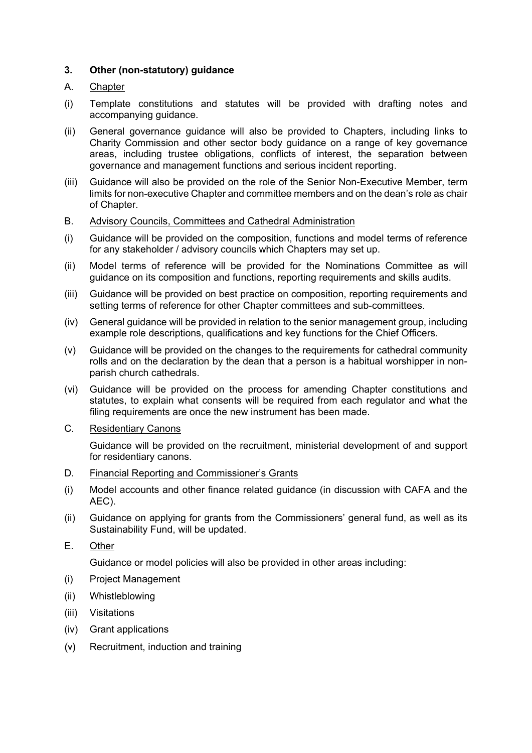## 3. Other (non-statutory) guidance

### A. Chapter

(i) Template constitutions and statutes will be provided with drafting notes and accompanying guidance.

(ii) General governance guidance will also be provided to Chapters, including links to Charity Commission and other sector body guidance on a range of key governance areas, including trustee obligations, conflicts of interest, the separation between governance and management functions and serious incident reporting.

(iii) Guidance will also be provided on the role of the Senior Non-Executive Member, term limits for non-executive Chapter and committee members and on the dean's role as chair of Chapter.

### B. Advisory Councils, Committees and Cathedral Administration

(i) Guidance will be provided on the composition, functions and model terms of reference for any stakeholder / advisory councils which Chapters may set up.

(ii) Model terms of reference will be provided for the Nominations Committee as will guidance on its composition and functions, reporting requirements and skills audits.

(iii) Guidance will be provided on best practice on composition, reporting requirements and setting terms of reference for other Chapter committees and sub-committees.

(iv) General guidance will be provided in relation to the senior management group, including example role descriptions, qualifications and key functions for the Chief Officers.

(v) Guidance will be provided on the changes to the requirements for cathedral community rolls and on the declaration by the dean that a person is a habitual worshipper in non-parish church cathedrals.

(vi) Guidance will be provided on the process for amending Chapter constitutions and statutes, to explain what consents will be required from each regulator and what the filing requirements are once the new instrument has been made.

### C. Residentiary Canons

Guidance will be provided on the recruitment, ministerial development of and support for residentiary canons.

### D. Financial Reporting and Commissioner's Grants

(i) Model accounts and other finance related guidance (in discussion with CAFA and the AEC).

(ii) Guidance on applying for grants from the Commissioners' general fund, as well as its Sustainability Fund, will be updated.

### E. Other

Guidance or model policies will also be provided in other areas including:

(i) Project Management

(ii) Whistleblowing

(iii) Visitations

(iv) Grant applications

(v) Recruitment, induction and training